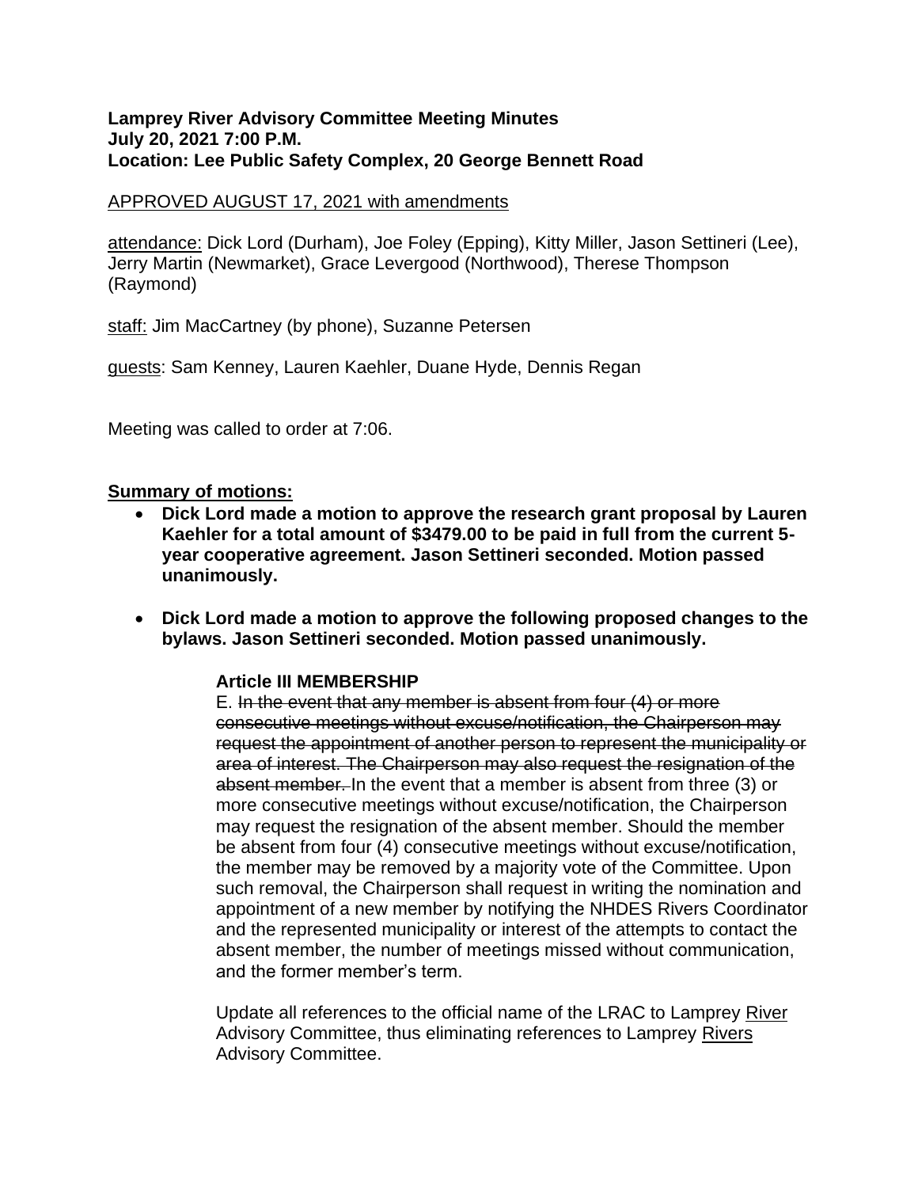**Lamprey River Advisory Committee Meeting Minutes**
**July 20, 2021 7:00 P.M.**
**Location: Lee Public Safety Complex, 20 George Bennett Road**

<u>APPROVED AUGUST 17, 2021 with amendments</u>

<u>attendance:</u> Dick Lord (Durham), Joe Foley (Epping), Kitty Miller, Jason Settineri (Lee), Jerry Martin (Newmarket), Grace Levergood (Northwood), Therese Thompson (Raymond)

<u>staff:</u> Jim MacCartney (by phone), Suzanne Petersen

<u>guests</u>: Sam Kenney, Lauren Kaehler, Duane Hyde, Dennis Regan

Meeting was called to order at 7:06.

**<u>Summary of motions:</u>**

- **Dick Lord made a motion to approve the research grant proposal by Lauren Kaehler for a total amount of $3479.00 to be paid in full from the current 5-year cooperative agreement. Jason Settineri seconded. Motion passed unanimously.**

- **Dick Lord made a motion to approve the following proposed changes to the bylaws. Jason Settineri seconded. Motion passed unanimously.**

  **Article III MEMBERSHIP**

  E. ~~In the event that any member is absent from four (4) or more consecutive meetings without excuse/notification, the Chairperson may request the appointment of another person to represent the municipality or area of interest. The Chairperson may also request the resignation of the absent member.~~ In the event that a member is absent from three (3) or more consecutive meetings without excuse/notification, the Chairperson may request the resignation of the absent member. Should the member be absent from four (4) consecutive meetings without excuse/notification, the member may be removed by a majority vote of the Committee. Upon such removal, the Chairperson shall request in writing the nomination and appointment of a new member by notifying the NHDES Rivers Coordinator and the represented municipality or interest of the attempts to contact the absent member, the number of meetings missed without communication, and the former member's term.

  Update all references to the official name of the LRAC to Lamprey <u>River</u> Advisory Committee, thus eliminating references to Lamprey <u>Rivers</u> Advisory Committee.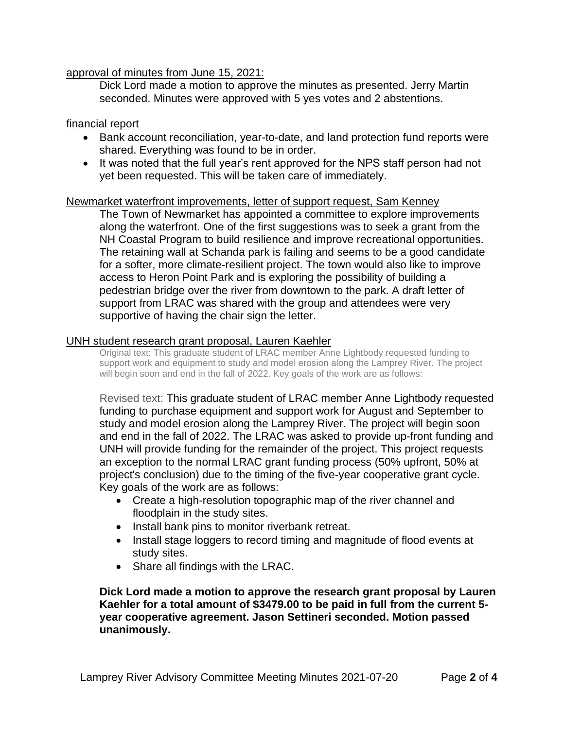approval of minutes from June 15, 2021:

Dick Lord made a motion to approve the minutes as presented. Jerry Martin seconded. Minutes were approved with 5 yes votes and 2 abstentions.

financial report

- Bank account reconciliation, year-to-date, and land protection fund reports were shared. Everything was found to be in order.
- It was noted that the full year's rent approved for the NPS staff person had not yet been requested. This will be taken care of immediately.

Newmarket waterfront improvements, letter of support request, Sam Kenney

The Town of Newmarket has appointed a committee to explore improvements along the waterfront. One of the first suggestions was to seek a grant from the NH Coastal Program to build resilience and improve recreational opportunities. The retaining wall at Schanda park is failing and seems to be a good candidate for a softer, more climate-resilient project. The town would also like to improve access to Heron Point Park and is exploring the possibility of building a pedestrian bridge over the river from downtown to the park. A draft letter of support from LRAC was shared with the group and attendees were very supportive of having the chair sign the letter.

UNH student research grant proposal, Lauren Kaehler

Original text: This graduate student of LRAC member Anne Lightbody requested funding to support work and equipment to study and model erosion along the Lamprey River. The project will begin soon and end in the fall of 2022. Key goals of the work are as follows:

Revised text: This graduate student of LRAC member Anne Lightbody requested funding to purchase equipment and support work for August and September to study and model erosion along the Lamprey River. The project will begin soon and end in the fall of 2022. The LRAC was asked to provide up-front funding and UNH will provide funding for the remainder of the project. This project requests an exception to the normal LRAC grant funding process (50% upfront, 50% at project's conclusion) due to the timing of the five-year cooperative grant cycle. Key goals of the work are as follows:

- Create a high-resolution topographic map of the river channel and floodplain in the study sites.
- Install bank pins to monitor riverbank retreat.
- Install stage loggers to record timing and magnitude of flood events at study sites.
- Share all findings with the LRAC.

**Dick Lord made a motion to approve the research grant proposal by Lauren Kaehler for a total amount of $3479.00 to be paid in full from the current 5-year cooperative agreement. Jason Settineri seconded. Motion passed unanimously.**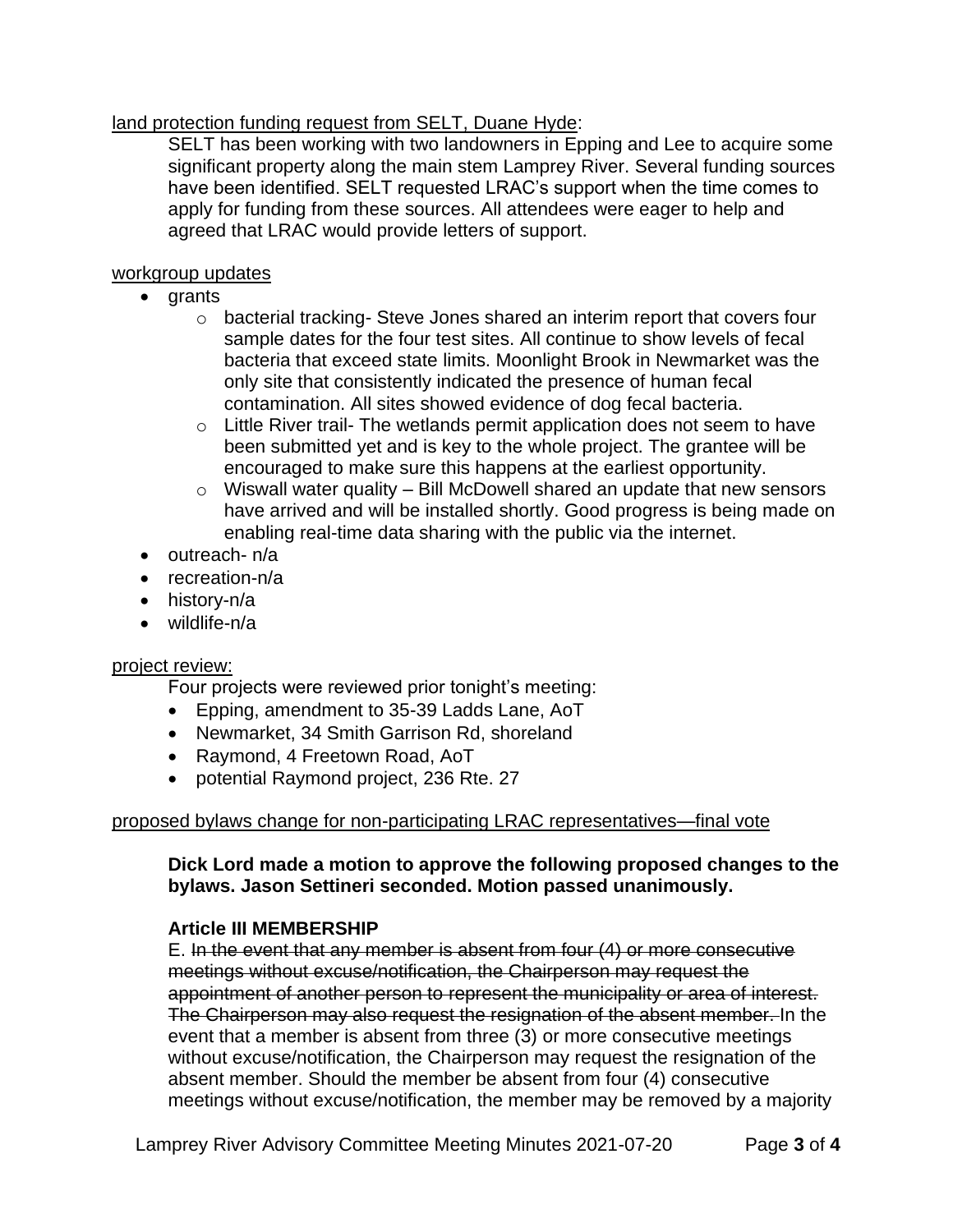<u>land protection funding request from SELT, Duane Hyde</u>:

SELT has been working with two landowners in Epping and Lee to acquire some significant property along the main stem Lamprey River. Several funding sources have been identified. SELT requested LRAC's support when the time comes to apply for funding from these sources. All attendees were eager to help and agreed that LRAC would provide letters of support.

<u>workgroup updates</u>

- grants
  - bacterial tracking- Steve Jones shared an interim report that covers four sample dates for the four test sites. All continue to show levels of fecal bacteria that exceed state limits. Moonlight Brook in Newmarket was the only site that consistently indicated the presence of human fecal contamination. All sites showed evidence of dog fecal bacteria.
  - Little River trail- The wetlands permit application does not seem to have been submitted yet and is key to the whole project. The grantee will be encouraged to make sure this happens at the earliest opportunity.
  - Wiswall water quality – Bill McDowell shared an update that new sensors have arrived and will be installed shortly. Good progress is being made on enabling real-time data sharing with the public via the internet.
- outreach- n/a
- recreation-n/a
- history-n/a
- wildlife-n/a

<u>project review:</u>

Four projects were reviewed prior tonight's meeting:

- Epping, amendment to 35-39 Ladds Lane, AoT
- Newmarket, 34 Smith Garrison Rd, shoreland
- Raymond, 4 Freetown Road, AoT
- potential Raymond project, 236 Rte. 27

<u>proposed bylaws change for non-participating LRAC representatives—final vote</u>

**Dick Lord made a motion to approve the following proposed changes to the bylaws. Jason Settineri seconded. Motion passed unanimously.**

**Article III MEMBERSHIP**

E. ~~In the event that any member is absent from four (4) or more consecutive meetings without excuse/notification, the Chairperson may request the appointment of another person to represent the municipality or area of interest. The Chairperson may also request the resignation of the absent member.~~ In the event that a member is absent from three (3) or more consecutive meetings without excuse/notification, the Chairperson may request the resignation of the absent member. Should the member be absent from four (4) consecutive meetings without excuse/notification, the member may be removed by a majority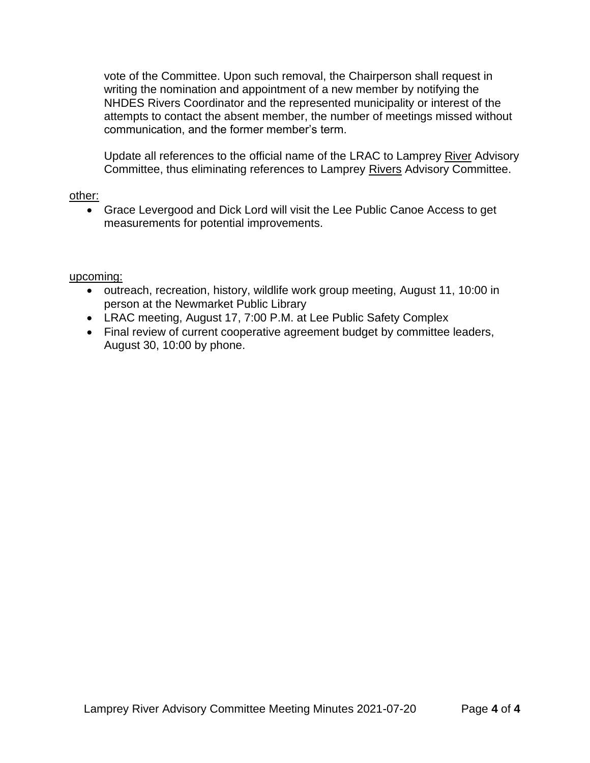vote of the Committee. Upon such removal, the Chairperson shall request in writing the nomination and appointment of a new member by notifying the NHDES Rivers Coordinator and the represented municipality or interest of the attempts to contact the absent member, the number of meetings missed without communication, and the former member's term.

Update all references to the official name of the LRAC to Lamprey <u>River</u> Advisory Committee, thus eliminating references to Lamprey <u>Rivers</u> Advisory Committee.

<u>other:</u>

- Grace Levergood and Dick Lord will visit the Lee Public Canoe Access to get measurements for potential improvements.

<u>upcoming:</u>

- outreach, recreation, history, wildlife work group meeting, August 11, 10:00 in person at the Newmarket Public Library
- LRAC meeting, August 17, 7:00 P.M. at Lee Public Safety Complex
- Final review of current cooperative agreement budget by committee leaders, August 30, 10:00 by phone.